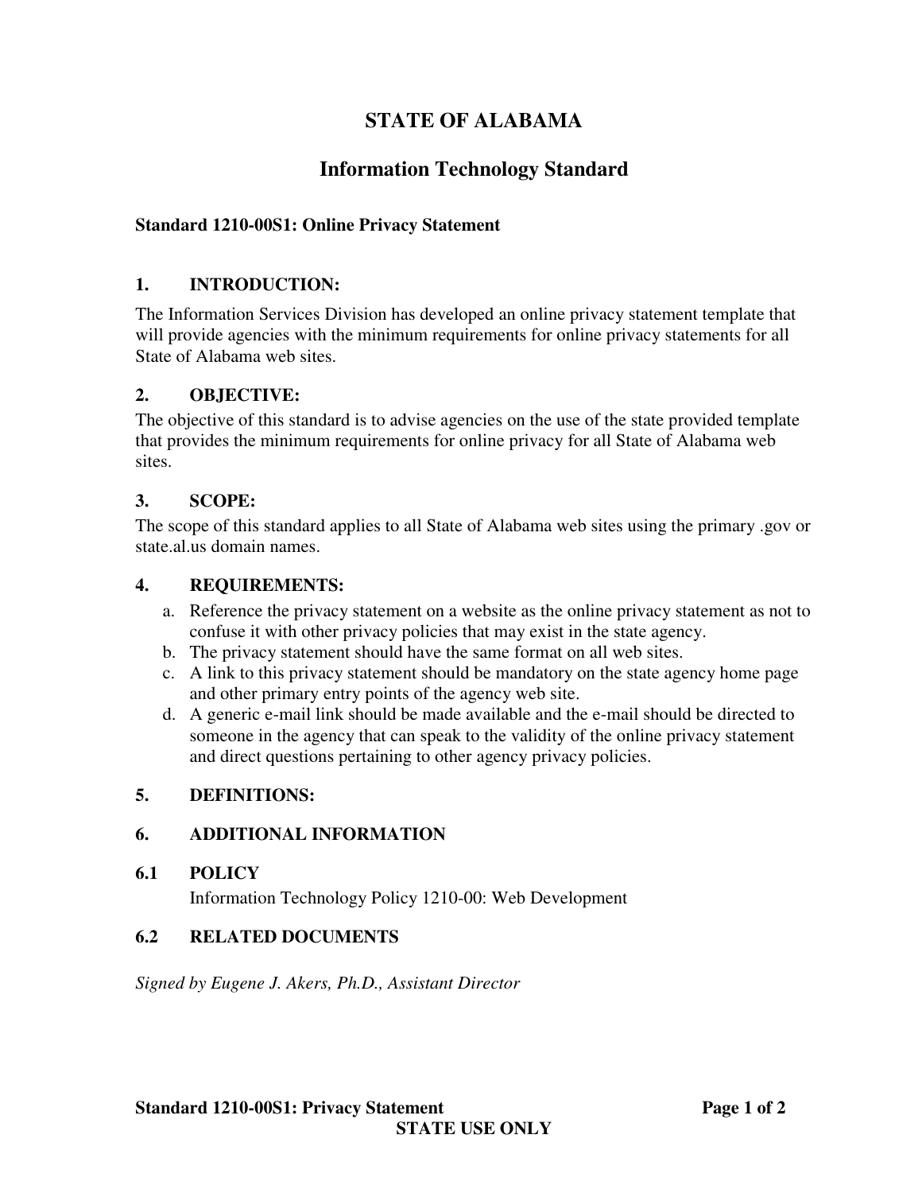# STATE OF ALABAMA

## Information Technology Standard

**Standard 1210-00S1: Online Privacy Statement**

### 1. INTRODUCTION:

The Information Services Division has developed an online privacy statement template that will provide agencies with the minimum requirements for online privacy statements for all State of Alabama web sites.

### 2. OBJECTIVE:

The objective of this standard is to advise agencies on the use of the state provided template that provides the minimum requirements for online privacy for all State of Alabama web sites.

### 3. SCOPE:

The scope of this standard applies to all State of Alabama web sites using the primary .gov or state.al.us domain names.

### 4. REQUIREMENTS:

a. Reference the privacy statement on a website as the online privacy statement as not to confuse it with other privacy policies that may exist in the state agency.
b. The privacy statement should have the same format on all web sites.
c. A link to this privacy statement should be mandatory on the state agency home page and other primary entry points of the agency web site.
d. A generic e-mail link should be made available and the e-mail should be directed to someone in the agency that can speak to the validity of the online privacy statement and direct questions pertaining to other agency privacy policies.

### 5. DEFINITIONS:

### 6. ADDITIONAL INFORMATION

#### 6.1 POLICY

Information Technology Policy 1210-00: Web Development

#### 6.2 RELATED DOCUMENTS

*Signed by Eugene J. Akers, Ph.D., Assistant Director*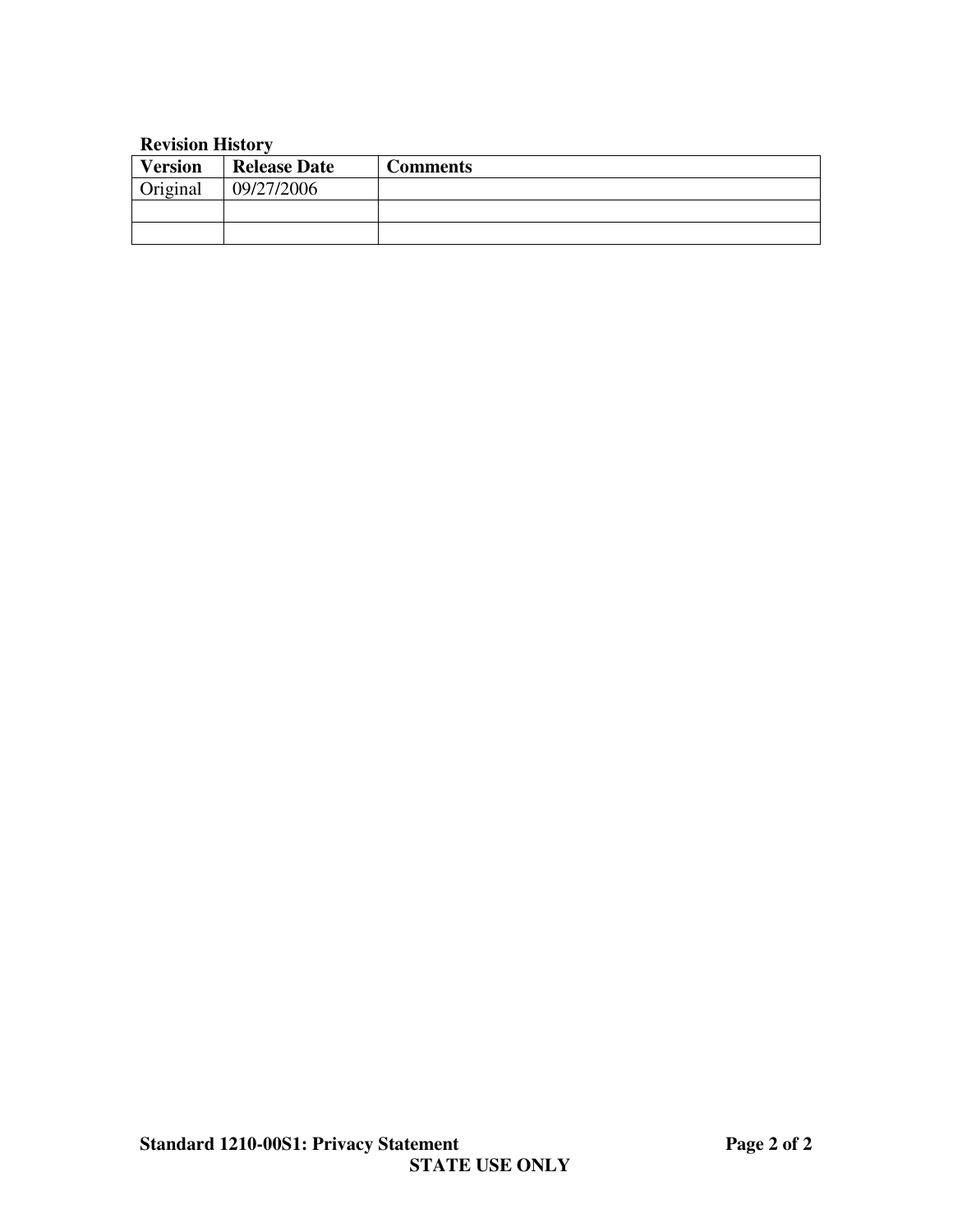**Revision History**

| Version | Release Date | Comments |
|---|---|---|
| Original | 09/27/2006 | |
| | | |
| | | |